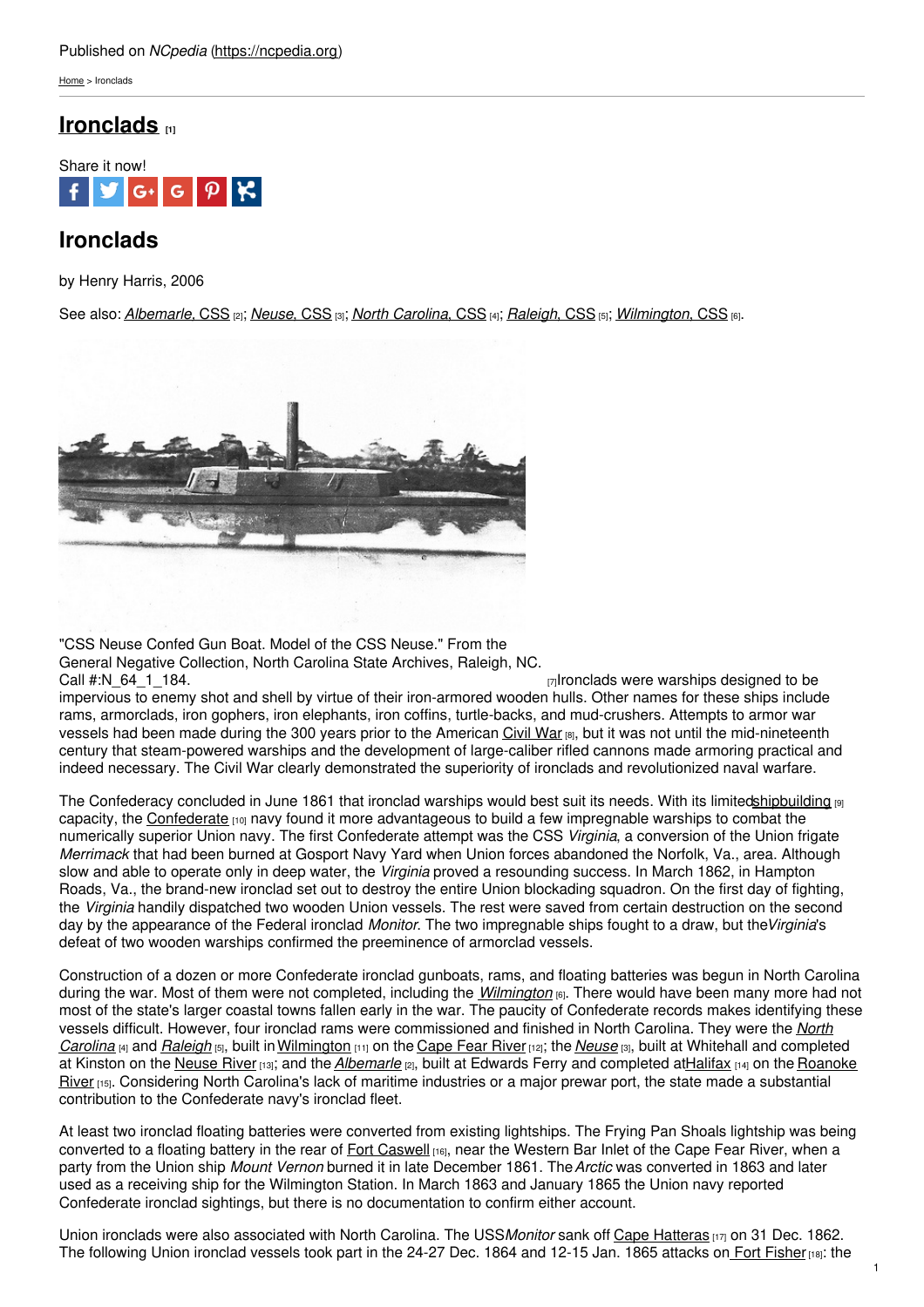Published on *NCpedia* (https://ncpedia.org)

Home > Ironclads

# Ironclads [1]

Share it now!

## Ironclads

by Henry Harris, 2006

See also: *Albemarle*, CSS [2]; *Neuse*, CSS [3]; *North Carolina*, CSS [4]; *Raleigh*, CSS [5]; *Wilmington*, CSS [6].

"CSS Neuse Confed Gun Boat. Model of the CSS Neuse." From the General Negative Collection, North Carolina State Archives, Raleigh, NC. Call #:N_64_1_184. [7]

Ironclads were warships designed to be impervious to enemy shot and shell by virtue of their iron-armored wooden hulls. Other names for these ships include rams, armorclads, iron gophers, iron elephants, iron coffins, turtle-backs, and mud-crushers. Attempts to armor war vessels had been made during the 300 years prior to the American Civil War [8], but it was not until the mid-nineteenth century that steam-powered warships and the development of large-caliber rifled cannons made armoring practical and indeed necessary. The Civil War clearly demonstrated the superiority of ironclads and revolutionized naval warfare.

The Confederacy concluded in June 1861 that ironclad warships would best suit its needs. With its limited shipbuilding [9] capacity, the Confederate [10] navy found it more advantageous to build a few impregnable warships to combat the numerically superior Union navy. The first Confederate attempt was the CSS *Virginia*, a conversion of the Union frigate *Merrimack* that had been burned at Gosport Navy Yard when Union forces abandoned the Norfolk, Va., area. Although slow and able to operate only in deep water, the *Virginia* proved a resounding success. In March 1862, in Hampton Roads, Va., the brand-new ironclad set out to destroy the entire Union blockading squadron. On the first day of fighting, the *Virginia* handily dispatched two wooden Union vessels. The rest were saved from certain destruction on the second day by the appearance of the Federal ironclad *Monitor*. The two impregnable ships fought to a draw, but the *Virginia*'s defeat of two wooden warships confirmed the preeminence of armorclad vessels.

Construction of a dozen or more Confederate ironclad gunboats, rams, and floating batteries was begun in North Carolina during the war. Most of them were not completed, including the *Wilmington* [6]. There would have been many more had not most of the state's larger coastal towns fallen early in the war. The paucity of Confederate records makes identifying these vessels difficult. However, four ironclad rams were commissioned and finished in North Carolina. They were the *North Carolina* [4] and *Raleigh* [5], built in Wilmington [11] on the Cape Fear River [12]; the *Neuse* [3], built at Whitehall and completed at Kinston on the Neuse River [13]; and the *Albemarle* [2], built at Edwards Ferry and completed at Halifax [14] on the Roanoke River [15]. Considering North Carolina's lack of maritime industries or a major prewar port, the state made a substantial contribution to the Confederate navy's ironclad fleet.

At least two ironclad floating batteries were converted from existing lightships. The Frying Pan Shoals lightship was being converted to a floating battery in the rear of Fort Caswell [16], near the Western Bar Inlet of the Cape Fear River, when a party from the Union ship *Mount Vernon* burned it in late December 1861. The *Arctic* was converted in 1863 and later used as a receiving ship for the Wilmington Station. In March 1863 and January 1865 the Union navy reported Confederate ironclad sightings, but there is no documentation to confirm either account.

Union ironclads were also associated with North Carolina. The USS *Monitor* sank off Cape Hatteras [17] on 31 Dec. 1862. The following Union ironclad vessels took part in the 24-27 Dec. 1864 and 12-15 Jan. 1865 attacks on Fort Fisher [18]: the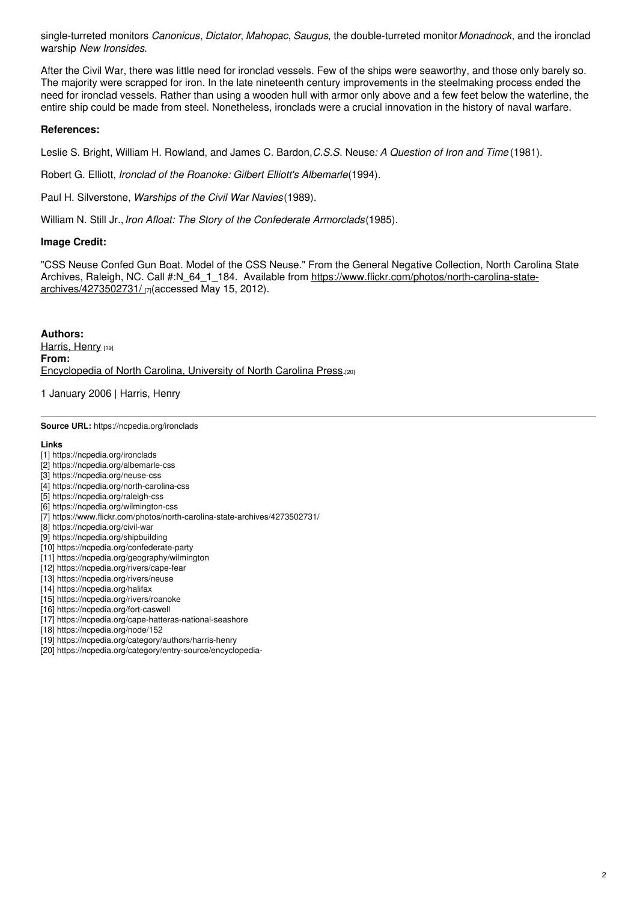single-turreted monitors *Canonicus*, *Dictator*, *Mahopac*, *Saugus*, the double-turreted monitor *Monadnock*, and the ironclad warship *New Ironsides*.

After the Civil War, there was little need for ironclad vessels. Few of the ships were seaworthy, and those only barely so. The majority were scrapped for iron. In the late nineteenth century improvements in the steelmaking process ended the need for ironclad vessels. Rather than using a wooden hull with armor only above and a few feet below the waterline, the entire ship could be made from steel. Nonetheless, ironclads were a crucial innovation in the history of naval warfare.

**References:**

Leslie S. Bright, William H. Rowland, and James C. Bardon, *C.S.S. Neuse: A Question of Iron and Time* (1981).

Robert G. Elliott, *Ironclad of the Roanoke: Gilbert Elliott's Albemarle* (1994).

Paul H. Silverstone, *Warships of the Civil War Navies* (1989).

William N. Still Jr., *Iron Afloat: The Story of the Confederate Armorclads* (1985).

**Image Credit:**

"CSS Neuse Confed Gun Boat. Model of the CSS Neuse." From the General Negative Collection, North Carolina State Archives, Raleigh, NC. Call #:N_64_1_184. Available from https://www.flickr.com/photos/north-carolina-state-archives/4273502731/ [7] (accessed May 15, 2012).

**Authors:**
Harris, Henry [19]
**From:**
Encyclopedia of North Carolina, University of North Carolina Press. [20]

1 January 2006 | Harris, Henry

**Source URL:** https://ncpedia.org/ironclads

**Links**
[1] https://ncpedia.org/ironclads
[2] https://ncpedia.org/albemarle-css
[3] https://ncpedia.org/neuse-css
[4] https://ncpedia.org/north-carolina-css
[5] https://ncpedia.org/raleigh-css
[6] https://ncpedia.org/wilmington-css
[7] https://www.flickr.com/photos/north-carolina-state-archives/4273502731/
[8] https://ncpedia.org/civil-war
[9] https://ncpedia.org/shipbuilding
[10] https://ncpedia.org/confederate-party
[11] https://ncpedia.org/geography/wilmington
[12] https://ncpedia.org/rivers/cape-fear
[13] https://ncpedia.org/rivers/neuse
[14] https://ncpedia.org/halifax
[15] https://ncpedia.org/rivers/roanoke
[16] https://ncpedia.org/fort-caswell
[17] https://ncpedia.org/cape-hatteras-national-seashore
[18] https://ncpedia.org/node/152
[19] https://ncpedia.org/category/authors/harris-henry
[20] https://ncpedia.org/category/entry-source/encyclopedia-